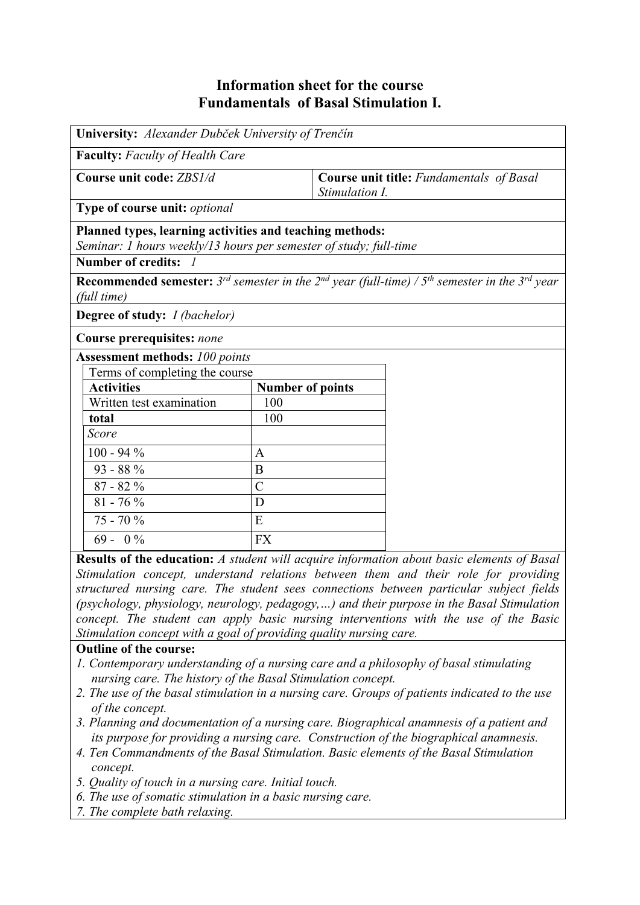# Information sheet for the course
# Fundamentals of Basal Stimulation I.

**University:** *Alexander Dubček University of Trenčín*

**Faculty:** *Faculty of Health Care*

**Course unit code:** *ZBS1/d*

**Course unit title:** *Fundamentals of Basal Stimulation I.*

**Type of course unit:** *optional*

**Planned types, learning activities and teaching methods:**
*Seminar: 1 hours weekly/13 hours per semester of study; full-time*

**Number of credits:** *1*

**Recommended semester:** *3rd semester in the 2nd year (full-time) / 5th semester in the 3rd year (full time)*

**Degree of study:** *I (bachelor)*

**Course prerequisites:** *none*

**Assessment methods:** *100 points*

| Terms of completing the course | |
|---|---|
| **Activities** | **Number of points** |
| Written test examination | 100 |
| **total** | 100 |
| *Score* | |
| 100 - 94 % | A |
| 93 - 88 % | B |
| 87 - 82 % | C |
| 81 - 76 % | D |
| 75 - 70 % | E |
| 69 - 0 % | FX |

**Results of the education:** *A student will acquire information about basic elements of Basal Stimulation concept, understand relations between them and their role for providing structured nursing care. The student sees connections between particular subject fields (psychology, physiology, neurology, pedagogy,…) and their purpose in the Basal Stimulation concept. The student can apply basic nursing interventions with the use of the Basic Stimulation concept with a goal of providing quality nursing care.*

**Outline of the course:**

1. *Contemporary understanding of a nursing care and a philosophy of basal stimulating nursing care. The history of the Basal Stimulation concept.*
2. *The use of the basal stimulation in a nursing care. Groups of patients indicated to the use of the concept.*
3. *Planning and documentation of a nursing care. Biographical anamnesis of a patient and its purpose for providing a nursing care. Construction of the biographical anamnesis.*
4. *Ten Commandments of the Basal Stimulation. Basic elements of the Basal Stimulation concept.*
5. *Quality of touch in a nursing care. Initial touch.*
6. *The use of somatic stimulation in a basic nursing care.*
7. *The complete bath relaxing.*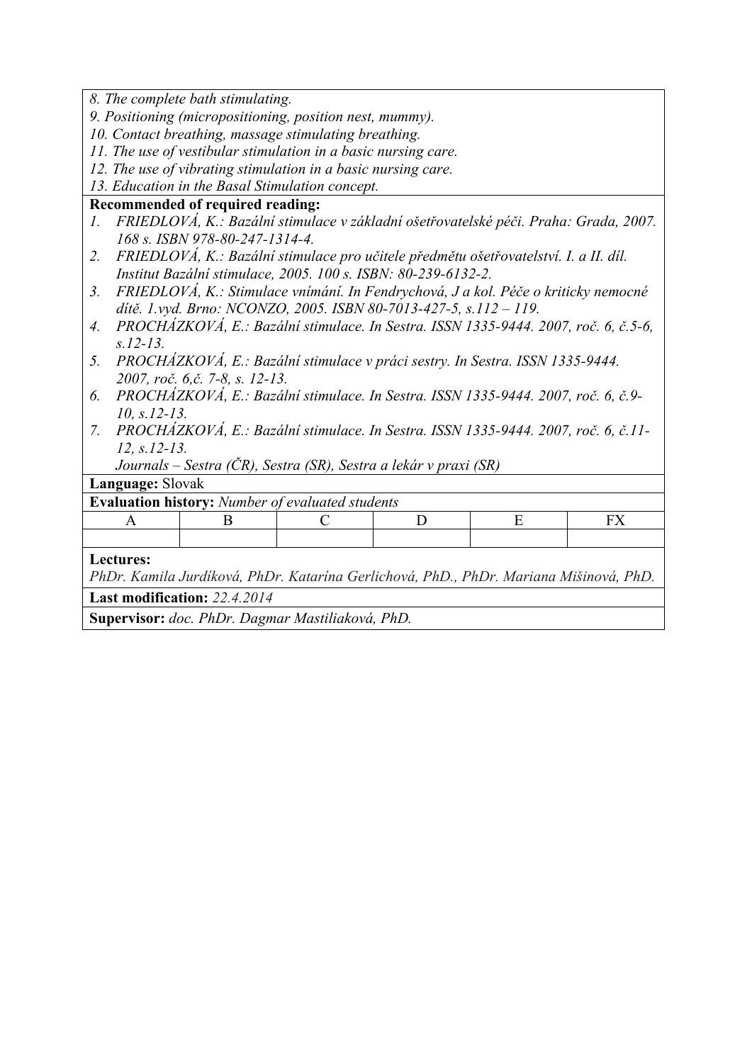*8. The complete bath stimulating.*
*9. Positioning (micropositioning, position nest, mummy).*
*10. Contact breathing, massage stimulating breathing.*
*11. The use of vestibular stimulation in a basic nursing care.*
*12. The use of vibrating stimulation in a basic nursing care.*
*13. Education in the Basal Stimulation concept.*

**Recommended of required reading:**

1. *FRIEDLOVÁ, K.: Bazální stimulace v základní ošetřovatelské péči. Praha: Grada, 2007. 168 s. ISBN 978-80-247-1314-4.*
2. *FRIEDLOVÁ, K.: Bazální stimulace pro učitele předmětu ošetřovatelství. I. a II. díl. Institut Bazální stimulace, 2005. 100 s. ISBN: 80-239-6132-2.*
3. *FRIEDLOVÁ, K.: Stimulace vnímání. In Fendrychová, J a kol. Péče o kriticky nemocné dítě. 1.vyd. Brno: NCONZO, 2005. ISBN 80-7013-427-5, s.112 – 119.*
4. *PROCHÁZKOVÁ, E.: Bazální stimulace. In Sestra. ISSN 1335-9444. 2007, roč. 6, č.5-6, s.12-13.*
5. *PROCHÁZKOVÁ, E.: Bazální stimulace v práci sestry. In Sestra. ISSN 1335-9444. 2007, roč. 6,č. 7-8, s. 12-13.*
6. *PROCHÁZKOVÁ, E.: Bazální stimulace. In Sestra. ISSN 1335-9444. 2007, roč. 6, č.9-10, s.12-13.*
7. *PROCHÁZKOVÁ, E.: Bazální stimulace. In Sestra. ISSN 1335-9444. 2007, roč. 6, č.11-12, s.12-13.*

*Journals – Sestra (ČR), Sestra (SR), Sestra a lekár v praxi (SR)*

**Language:** Slovak

**Evaluation history:** *Number of evaluated students*

| A | B | C | D | E | FX |
|---|---|---|---|---|---|
| | | | | | |

**Lectures:**
*PhDr. Kamila Jurdíková, PhDr. Katarína Gerlichová, PhD., PhDr. Mariana Mišinová, PhD.*

**Last modification:** *22.4.2014*

**Supervisor:** *doc. PhDr. Dagmar Mastiliaková, PhD.*